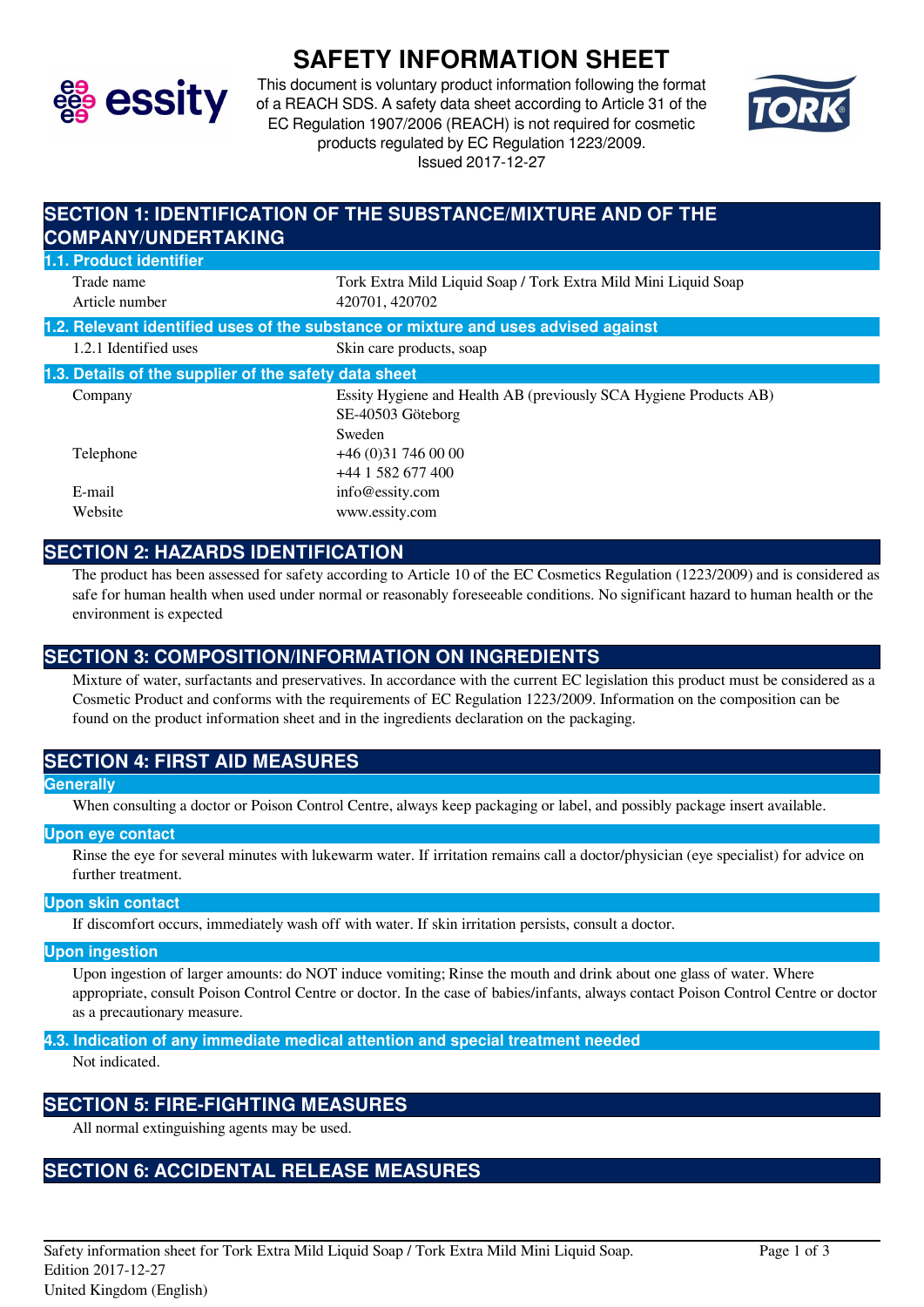# SAFETY INFORMATION SHEET

This document is voluntary product information following the format of a REACH SDS. A safety data sheet according to Article 31 of the EC Regulation 1907/2006 (REACH) is not required for cosmetic products regulated by EC Regulation 1223/2009.
Issued 2017-12-27

## SECTION 1: IDENTIFICATION OF THE SUBSTANCE/MIXTURE AND OF THE COMPANY/UNDERTAKING

### 1.1. Product identifier

| | |
|---|---|
| Trade name | Tork Extra Mild Liquid Soap / Tork Extra Mild Mini Liquid Soap |
| Article number | 420701, 420702 |

### 1.2. Relevant identified uses of the substance or mixture and uses advised against

| | |
|---|---|
| 1.2.1 Identified uses | Skin care products, soap |

### 1.3. Details of the supplier of the safety data sheet

| | |
|---|---|
| Company | Essity Hygiene and Health AB (previously SCA Hygiene Products AB)<br>SE-40503 Göteborg<br>Sweden |
| Telephone | +46 (0)31 746 00 00<br>+44 1 582 677 400 |
| E-mail | info@essity.com |
| Website | www.essity.com |

## SECTION 2: HAZARDS IDENTIFICATION

The product has been assessed for safety according to Article 10 of the EC Cosmetics Regulation (1223/2009) and is considered as safe for human health when used under normal or reasonably foreseeable conditions. No significant hazard to human health or the environment is expected

## SECTION 3: COMPOSITION/INFORMATION ON INGREDIENTS

Mixture of water, surfactants and preservatives. In accordance with the current EC legislation this product must be considered as a Cosmetic Product and conforms with the requirements of EC Regulation 1223/2009. Information on the composition can be found on the product information sheet and in the ingredients declaration on the packaging.

## SECTION 4: FIRST AID MEASURES

### Generally

When consulting a doctor or Poison Control Centre, always keep packaging or label, and possibly package insert available.

### Upon eye contact

Rinse the eye for several minutes with lukewarm water. If irritation remains call a doctor/physician (eye specialist) for advice on further treatment.

### Upon skin contact

If discomfort occurs, immediately wash off with water. If skin irritation persists, consult a doctor.

### Upon ingestion

Upon ingestion of larger amounts: do NOT induce vomiting; Rinse the mouth and drink about one glass of water. Where appropriate, consult Poison Control Centre or doctor. In the case of babies/infants, always contact Poison Control Centre or doctor as a precautionary measure.

### 4.3. Indication of any immediate medical attention and special treatment needed

Not indicated.

## SECTION 5: FIRE-FIGHTING MEASURES

All normal extinguishing agents may be used.

## SECTION 6: ACCIDENTAL RELEASE MEASURES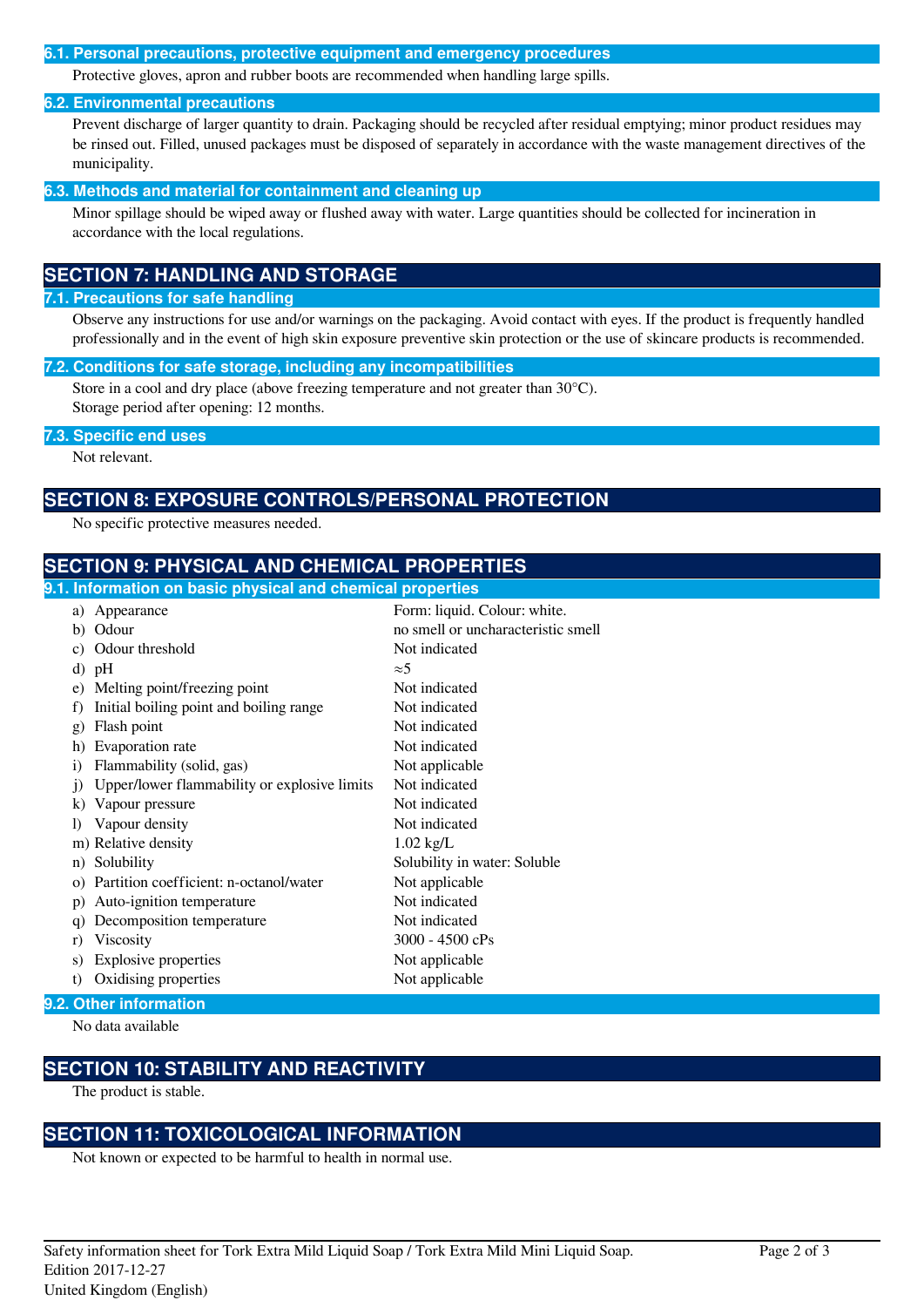### 6.1. Personal precautions, protective equipment and emergency procedures

Protective gloves, apron and rubber boots are recommended when handling large spills.

### 6.2. Environmental precautions

Prevent discharge of larger quantity to drain. Packaging should be recycled after residual emptying; minor product residues may be rinsed out. Filled, unused packages must be disposed of separately in accordance with the waste management directives of the municipality.

### 6.3. Methods and material for containment and cleaning up

Minor spillage should be wiped away or flushed away with water. Large quantities should be collected for incineration in accordance with the local regulations.

## SECTION 7: HANDLING AND STORAGE

### 7.1. Precautions for safe handling

Observe any instructions for use and/or warnings on the packaging. Avoid contact with eyes. If the product is frequently handled professionally and in the event of high skin exposure preventive skin protection or the use of skincare products is recommended.

### 7.2. Conditions for safe storage, including any incompatibilities

Store in a cool and dry place (above freezing temperature and not greater than 30°C).
Storage period after opening: 12 months.

### 7.3. Specific end uses

Not relevant.

## SECTION 8: EXPOSURE CONTROLS/PERSONAL PROTECTION

No specific protective measures needed.

## SECTION 9: PHYSICAL AND CHEMICAL PROPERTIES

### 9.1. Information on basic physical and chemical properties

| Property | Value |
|---|---|
| a) Appearance | Form: liquid. Colour: white. |
| b) Odour | no smell or uncharacteristic smell |
| c) Odour threshold | Not indicated |
| d) pH | ≈5 |
| e) Melting point/freezing point | Not indicated |
| f) Initial boiling point and boiling range | Not indicated |
| g) Flash point | Not indicated |
| h) Evaporation rate | Not indicated |
| i) Flammability (solid, gas) | Not applicable |
| j) Upper/lower flammability or explosive limits | Not indicated |
| k) Vapour pressure | Not indicated |
| l) Vapour density | Not indicated |
| m) Relative density | 1.02 kg/L |
| n) Solubility | Solubility in water: Soluble |
| o) Partition coefficient: n-octanol/water | Not applicable |
| p) Auto-ignition temperature | Not indicated |
| q) Decomposition temperature | Not indicated |
| r) Viscosity | 3000 - 4500 cPs |
| s) Explosive properties | Not applicable |
| t) Oxidising properties | Not applicable |

### 9.2. Other information

No data available

## SECTION 10: STABILITY AND REACTIVITY

The product is stable.

## SECTION 11: TOXICOLOGICAL INFORMATION

Not known or expected to be harmful to health in normal use.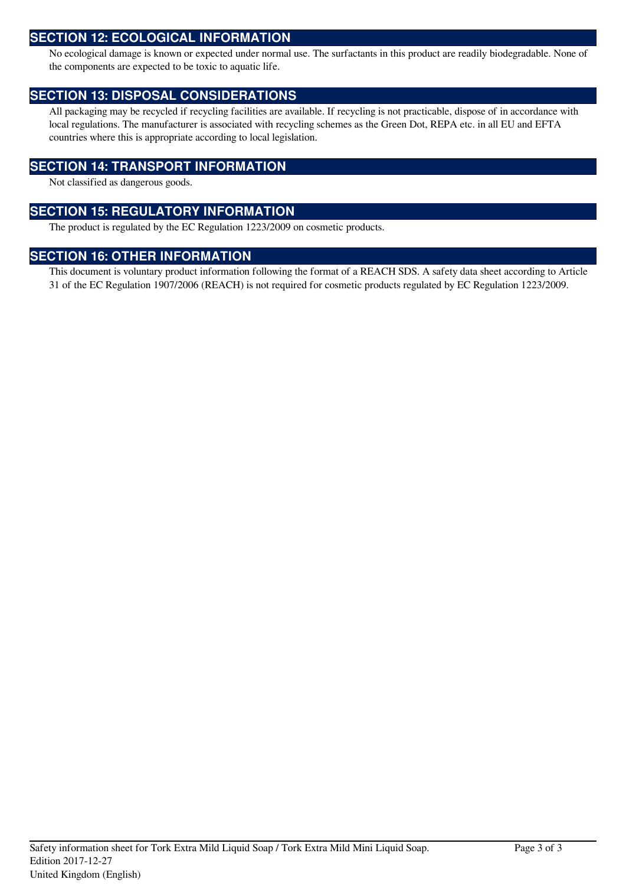## SECTION 12: ECOLOGICAL INFORMATION

No ecological damage is known or expected under normal use. The surfactants in this product are readily biodegradable. None of the components are expected to be toxic to aquatic life.

## SECTION 13: DISPOSAL CONSIDERATIONS

All packaging may be recycled if recycling facilities are available. If recycling is not practicable, dispose of in accordance with local regulations. The manufacturer is associated with recycling schemes as the Green Dot, REPA etc. in all EU and EFTA countries where this is appropriate according to local legislation.

## SECTION 14: TRANSPORT INFORMATION

Not classified as dangerous goods.

## SECTION 15: REGULATORY INFORMATION

The product is regulated by the EC Regulation 1223/2009 on cosmetic products.

## SECTION 16: OTHER INFORMATION

This document is voluntary product information following the format of a REACH SDS. A safety data sheet according to Article 31 of the EC Regulation 1907/2006 (REACH) is not required for cosmetic products regulated by EC Regulation 1223/2009.